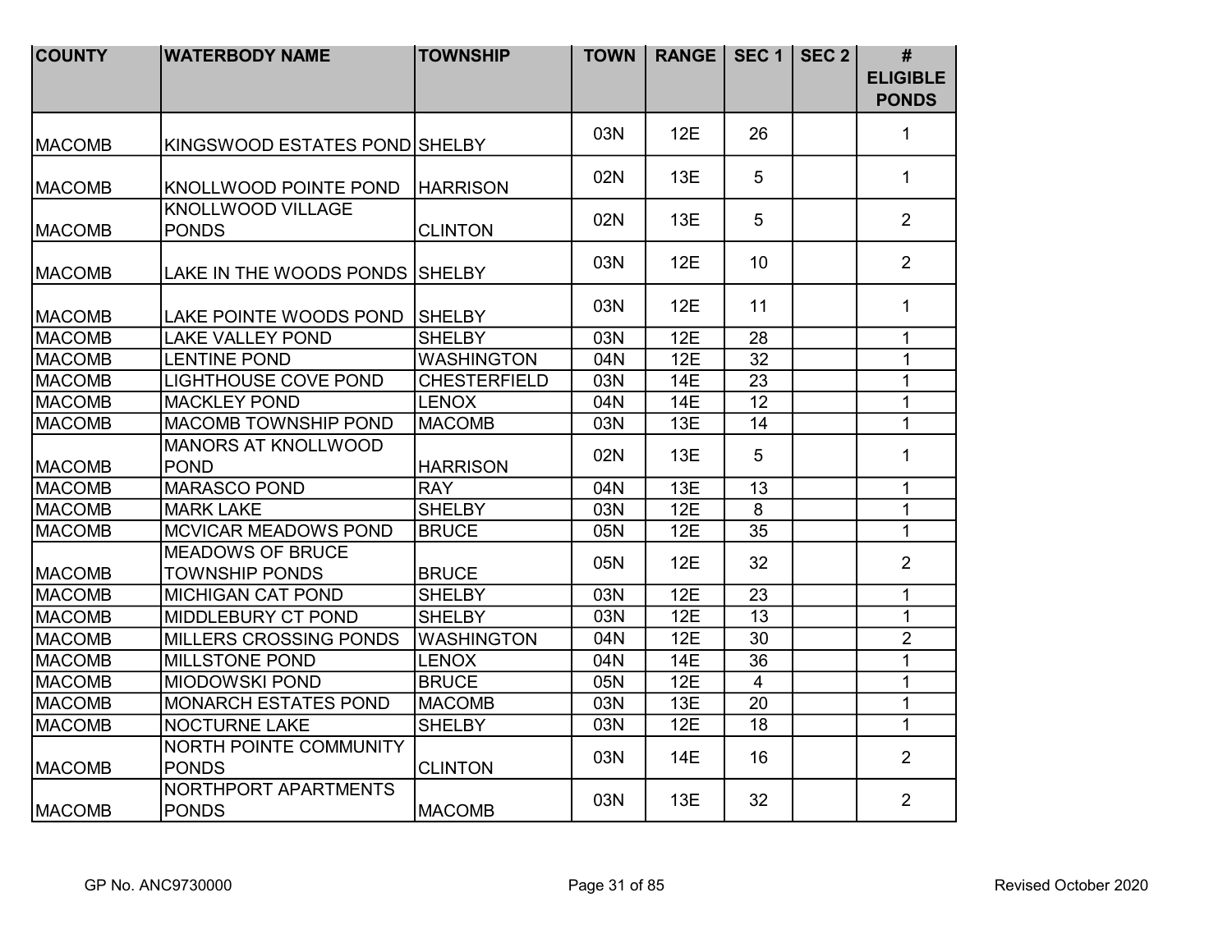| COUNTY | WATERBODY NAME | TOWNSHIP | TOWN | RANGE | SEC 1 | SEC 2 | # ELIGIBLE PONDS |
|---|---|---|---|---|---|---|---|
| MACOMB | KINGSWOOD ESTATES POND | SHELBY | 03N | 12E | 26 | | 1 |
| MACOMB | KNOLLWOOD POINTE POND | HARRISON | 02N | 13E | 5 | | 1 |
| MACOMB | KNOLLWOOD VILLAGE PONDS | CLINTON | 02N | 13E | 5 | | 2 |
| MACOMB | LAKE IN THE WOODS PONDS | SHELBY | 03N | 12E | 10 | | 2 |
| MACOMB | LAKE POINTE WOODS POND | SHELBY | 03N | 12E | 11 | | 1 |
| MACOMB | LAKE VALLEY POND | SHELBY | 03N | 12E | 28 | | 1 |
| MACOMB | LENTINE POND | WASHINGTON | 04N | 12E | 32 | | 1 |
| MACOMB | LIGHTHOUSE COVE POND | CHESTERFIELD | 03N | 14E | 23 | | 1 |
| MACOMB | MACKLEY POND | LENOX | 04N | 14E | 12 | | 1 |
| MACOMB | MACOMB TOWNSHIP POND | MACOMB | 03N | 13E | 14 | | 1 |
| MACOMB | MANORS AT KNOLLWOOD POND | HARRISON | 02N | 13E | 5 | | 1 |
| MACOMB | MARASCO POND | RAY | 04N | 13E | 13 | | 1 |
| MACOMB | MARK LAKE | SHELBY | 03N | 12E | 8 | | 1 |
| MACOMB | MCVICAR MEADOWS POND | BRUCE | 05N | 12E | 35 | | 1 |
| MACOMB | MEADOWS OF BRUCE TOWNSHIP PONDS | BRUCE | 05N | 12E | 32 | | 2 |
| MACOMB | MICHIGAN CAT POND | SHELBY | 03N | 12E | 23 | | 1 |
| MACOMB | MIDDLEBURY CT POND | SHELBY | 03N | 12E | 13 | | 1 |
| MACOMB | MILLERS CROSSING PONDS | WASHINGTON | 04N | 12E | 30 | | 2 |
| MACOMB | MILLSTONE POND | LENOX | 04N | 14E | 36 | | 1 |
| MACOMB | MIODOWSKI POND | BRUCE | 05N | 12E | 4 | | 1 |
| MACOMB | MONARCH ESTATES POND | MACOMB | 03N | 13E | 20 | | 1 |
| MACOMB | NOCTURNE LAKE | SHELBY | 03N | 12E | 18 | | 1 |
| MACOMB | NORTH POINTE COMMUNITY PONDS | CLINTON | 03N | 14E | 16 | | 2 |
| MACOMB | NORTHPORT APARTMENTS PONDS | MACOMB | 03N | 13E | 32 | | 2 |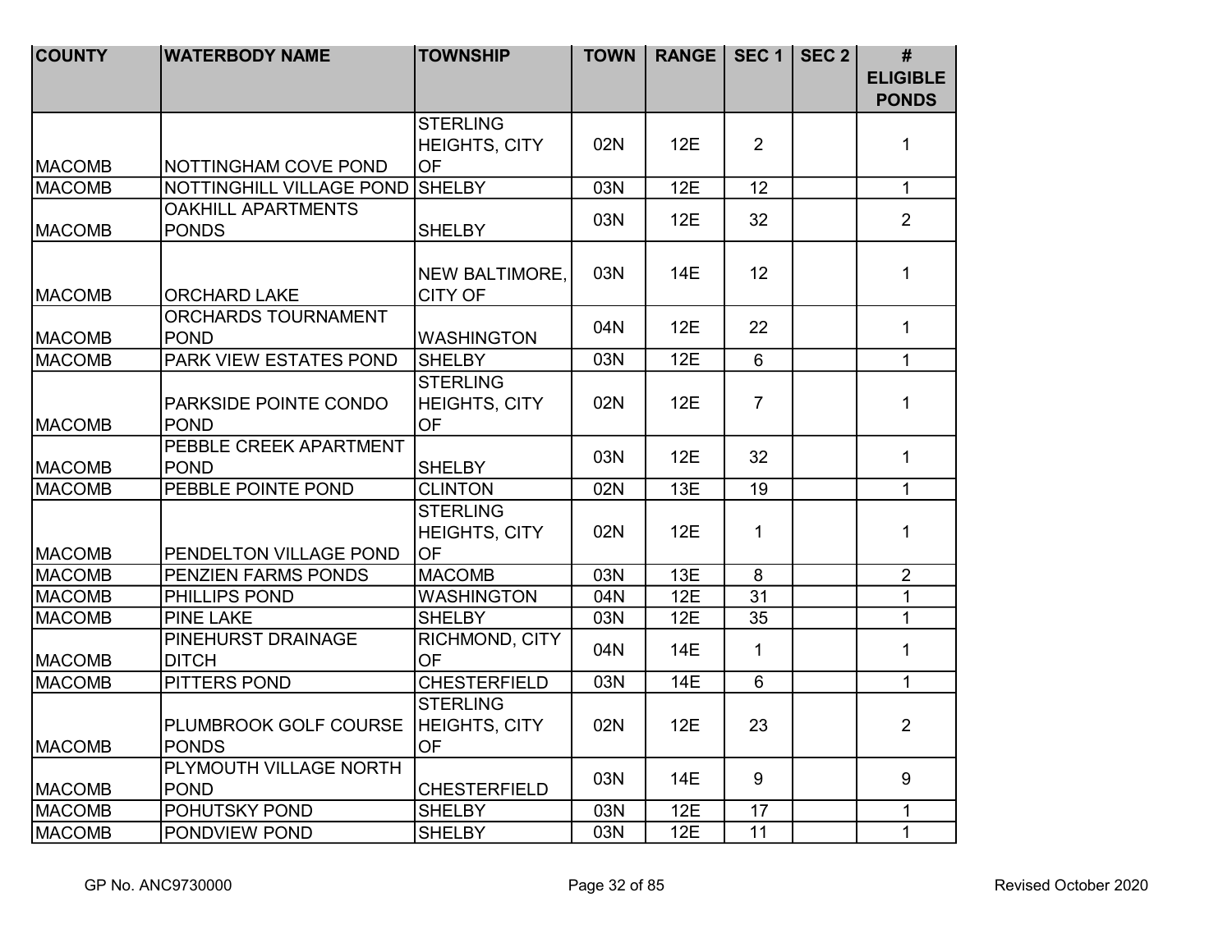| COUNTY | WATERBODY NAME | TOWNSHIP | TOWN | RANGE | SEC 1 | SEC 2 | # ELIGIBLE PONDS |
|---|---|---|---|---|---|---|---|
| MACOMB | NOTTINGHAM COVE POND | STERLING HEIGHTS, CITY OF | 02N | 12E | 2 | | 1 |
| MACOMB | NOTTINGHILL VILLAGE POND | SHELBY | 03N | 12E | 12 | | 1 |
| MACOMB | OAKHILL APARTMENTS PONDS | SHELBY | 03N | 12E | 32 | | 2 |
| MACOMB | ORCHARD LAKE | NEW BALTIMORE, CITY OF | 03N | 14E | 12 | | 1 |
| MACOMB | ORCHARDS TOURNAMENT POND | WASHINGTON | 04N | 12E | 22 | | 1 |
| MACOMB | PARK VIEW ESTATES POND | SHELBY | 03N | 12E | 6 | | 1 |
| MACOMB | PARKSIDE POINTE CONDO POND | STERLING HEIGHTS, CITY OF | 02N | 12E | 7 | | 1 |
| MACOMB | PEBBLE CREEK APARTMENT POND | SHELBY | 03N | 12E | 32 | | 1 |
| MACOMB | PEBBLE POINTE POND | CLINTON | 02N | 13E | 19 | | 1 |
| MACOMB | PENDELTON VILLAGE POND | STERLING HEIGHTS, CITY OF | 02N | 12E | 1 | | 1 |
| MACOMB | PENZIEN FARMS PONDS | MACOMB | 03N | 13E | 8 | | 2 |
| MACOMB | PHILLIPS POND | WASHINGTON | 04N | 12E | 31 | | 1 |
| MACOMB | PINE LAKE | SHELBY | 03N | 12E | 35 | | 1 |
| MACOMB | PINEHURST DRAINAGE DITCH | RICHMOND, CITY OF | 04N | 14E | 1 | | 1 |
| MACOMB | PITTERS POND | CHESTERFIELD | 03N | 14E | 6 | | 1 |
| MACOMB | PLUMBROOK GOLF COURSE PONDS | STERLING HEIGHTS, CITY OF | 02N | 12E | 23 | | 2 |
| MACOMB | PLYMOUTH VILLAGE NORTH POND | CHESTERFIELD | 03N | 14E | 9 | | 9 |
| MACOMB | POHUTSKY POND | SHELBY | 03N | 12E | 17 | | 1 |
| MACOMB | PONDVIEW POND | SHELBY | 03N | 12E | 11 | | 1 |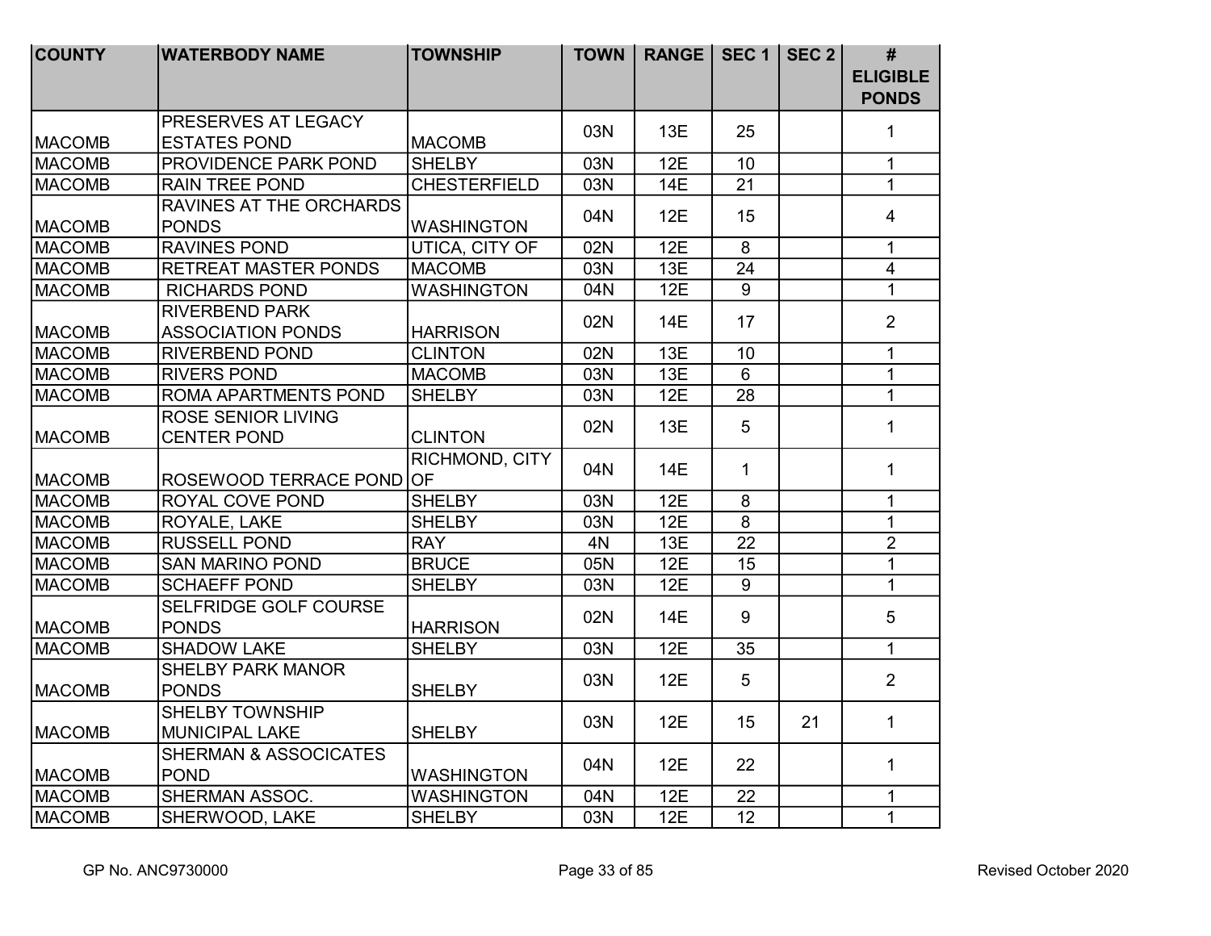| COUNTY | WATERBODY NAME | TOWNSHIP | TOWN | RANGE | SEC 1 | SEC 2 | # ELIGIBLE PONDS |
|---|---|---|---|---|---|---|---|
| MACOMB | PRESERVES AT LEGACY ESTATES POND | MACOMB | 03N | 13E | 25 | | 1 |
| MACOMB | PROVIDENCE PARK POND | SHELBY | 03N | 12E | 10 | | 1 |
| MACOMB | RAIN TREE POND | CHESTERFIELD | 03N | 14E | 21 | | 1 |
| MACOMB | RAVINES AT THE ORCHARDS PONDS | WASHINGTON | 04N | 12E | 15 | | 4 |
| MACOMB | RAVINES POND | UTICA, CITY OF | 02N | 12E | 8 | | 1 |
| MACOMB | RETREAT MASTER PONDS | MACOMB | 03N | 13E | 24 | | 4 |
| MACOMB | RICHARDS POND | WASHINGTON | 04N | 12E | 9 | | 1 |
| MACOMB | RIVERBEND PARK ASSOCIATION PONDS | HARRISON | 02N | 14E | 17 | | 2 |
| MACOMB | RIVERBEND POND | CLINTON | 02N | 13E | 10 | | 1 |
| MACOMB | RIVERS POND | MACOMB | 03N | 13E | 6 | | 1 |
| MACOMB | ROMA APARTMENTS POND | SHELBY | 03N | 12E | 28 | | 1 |
| MACOMB | ROSE SENIOR LIVING CENTER POND | CLINTON | 02N | 13E | 5 | | 1 |
| MACOMB | ROSEWOOD TERRACE POND | RICHMOND, CITY OF | 04N | 14E | 1 | | 1 |
| MACOMB | ROYAL COVE POND | SHELBY | 03N | 12E | 8 | | 1 |
| MACOMB | ROYALE, LAKE | SHELBY | 03N | 12E | 8 | | 1 |
| MACOMB | RUSSELL POND | RAY | 4N | 13E | 22 | | 2 |
| MACOMB | SAN MARINO POND | BRUCE | 05N | 12E | 15 | | 1 |
| MACOMB | SCHAEFF POND | SHELBY | 03N | 12E | 9 | | 1 |
| MACOMB | SELFRIDGE GOLF COURSE PONDS | HARRISON | 02N | 14E | 9 | | 5 |
| MACOMB | SHADOW LAKE | SHELBY | 03N | 12E | 35 | | 1 |
| MACOMB | SHELBY PARK MANOR PONDS | SHELBY | 03N | 12E | 5 | | 2 |
| MACOMB | SHELBY TOWNSHIP MUNICIPAL LAKE | SHELBY | 03N | 12E | 15 | 21 | 1 |
| MACOMB | SHERMAN & ASSOCICATES POND | WASHINGTON | 04N | 12E | 22 | | 1 |
| MACOMB | SHERMAN ASSOC. | WASHINGTON | 04N | 12E | 22 | | 1 |
| MACOMB | SHERWOOD, LAKE | SHELBY | 03N | 12E | 12 | | 1 |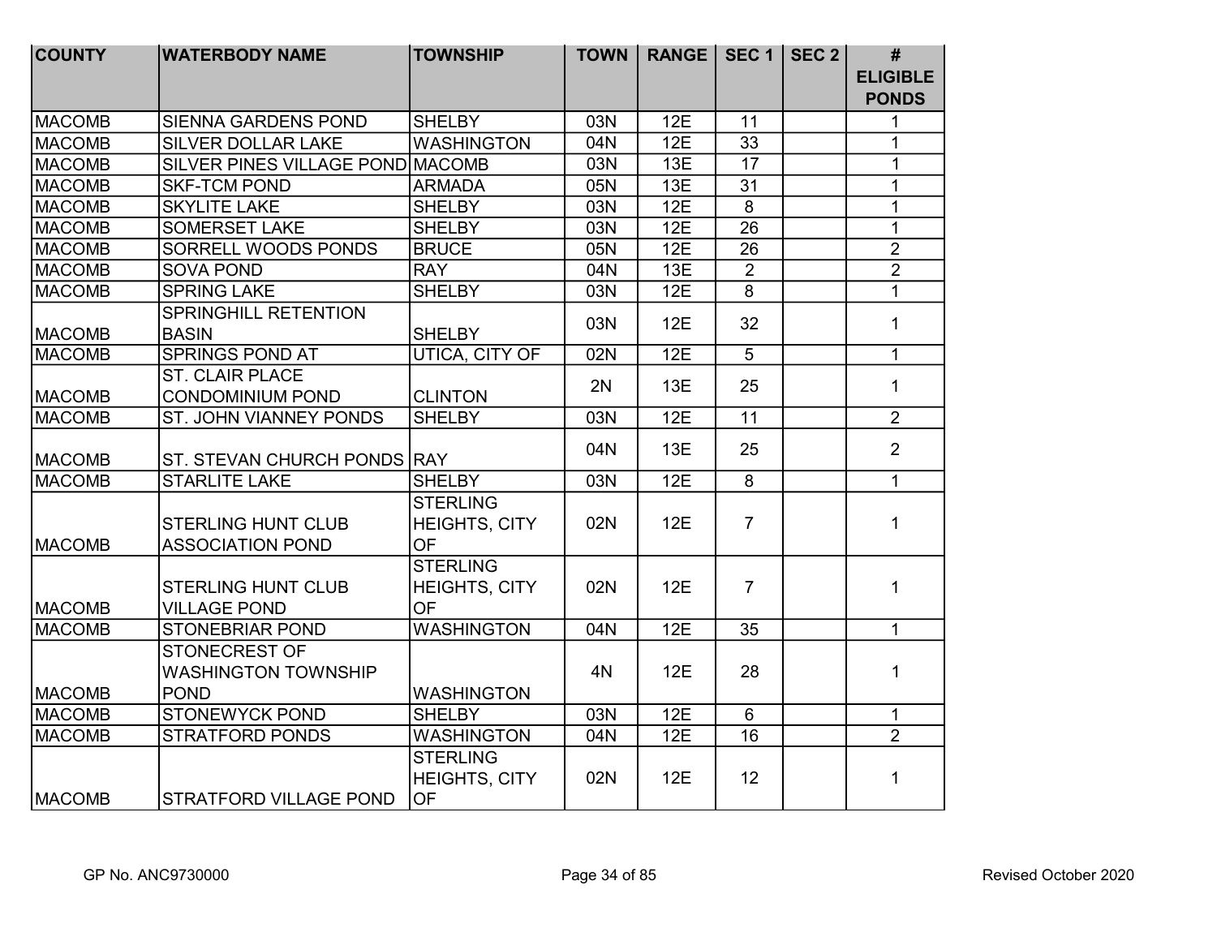| COUNTY | WATERBODY NAME | TOWNSHIP | TOWN | RANGE | SEC 1 | SEC 2 | # ELIGIBLE PONDS |
|---|---|---|---|---|---|---|---|
| MACOMB | SIENNA GARDENS POND | SHELBY | 03N | 12E | 11 | | 1 |
| MACOMB | SILVER DOLLAR LAKE | WASHINGTON | 04N | 12E | 33 | | 1 |
| MACOMB | SILVER PINES VILLAGE POND | MACOMB | 03N | 13E | 17 | | 1 |
| MACOMB | SKF-TCM POND | ARMADA | 05N | 13E | 31 | | 1 |
| MACOMB | SKYLITE LAKE | SHELBY | 03N | 12E | 8 | | 1 |
| MACOMB | SOMERSET LAKE | SHELBY | 03N | 12E | 26 | | 1 |
| MACOMB | SORRELL WOODS PONDS | BRUCE | 05N | 12E | 26 | | 2 |
| MACOMB | SOVA POND | RAY | 04N | 13E | 2 | | 2 |
| MACOMB | SPRING LAKE | SHELBY | 03N | 12E | 8 | | 1 |
| MACOMB | SPRINGHILL RETENTION BASIN | SHELBY | 03N | 12E | 32 | | 1 |
| MACOMB | SPRINGS POND AT | UTICA, CITY OF | 02N | 12E | 5 | | 1 |
| MACOMB | ST. CLAIR PLACE CONDOMINIUM POND | CLINTON | 2N | 13E | 25 | | 1 |
| MACOMB | ST. JOHN VIANNEY PONDS | SHELBY | 03N | 12E | 11 | | 2 |
| MACOMB | ST. STEVAN CHURCH PONDS | RAY | 04N | 13E | 25 | | 2 |
| MACOMB | STARLITE LAKE | SHELBY | 03N | 12E | 8 | | 1 |
| MACOMB | STERLING HUNT CLUB ASSOCIATION POND | STERLING HEIGHTS, CITY OF | 02N | 12E | 7 | | 1 |
| MACOMB | STERLING HUNT CLUB VILLAGE POND | STERLING HEIGHTS, CITY OF | 02N | 12E | 7 | | 1 |
| MACOMB | STONEBRIAR POND | WASHINGTON | 04N | 12E | 35 | | 1 |
| MACOMB | STONECREST OF WASHINGTON TOWNSHIP POND | WASHINGTON | 4N | 12E | 28 | | 1 |
| MACOMB | STONEWYCK POND | SHELBY | 03N | 12E | 6 | | 1 |
| MACOMB | STRATFORD PONDS | WASHINGTON | 04N | 12E | 16 | | 2 |
| MACOMB | STRATFORD VILLAGE POND | STERLING HEIGHTS, CITY OF | 02N | 12E | 12 | | 1 |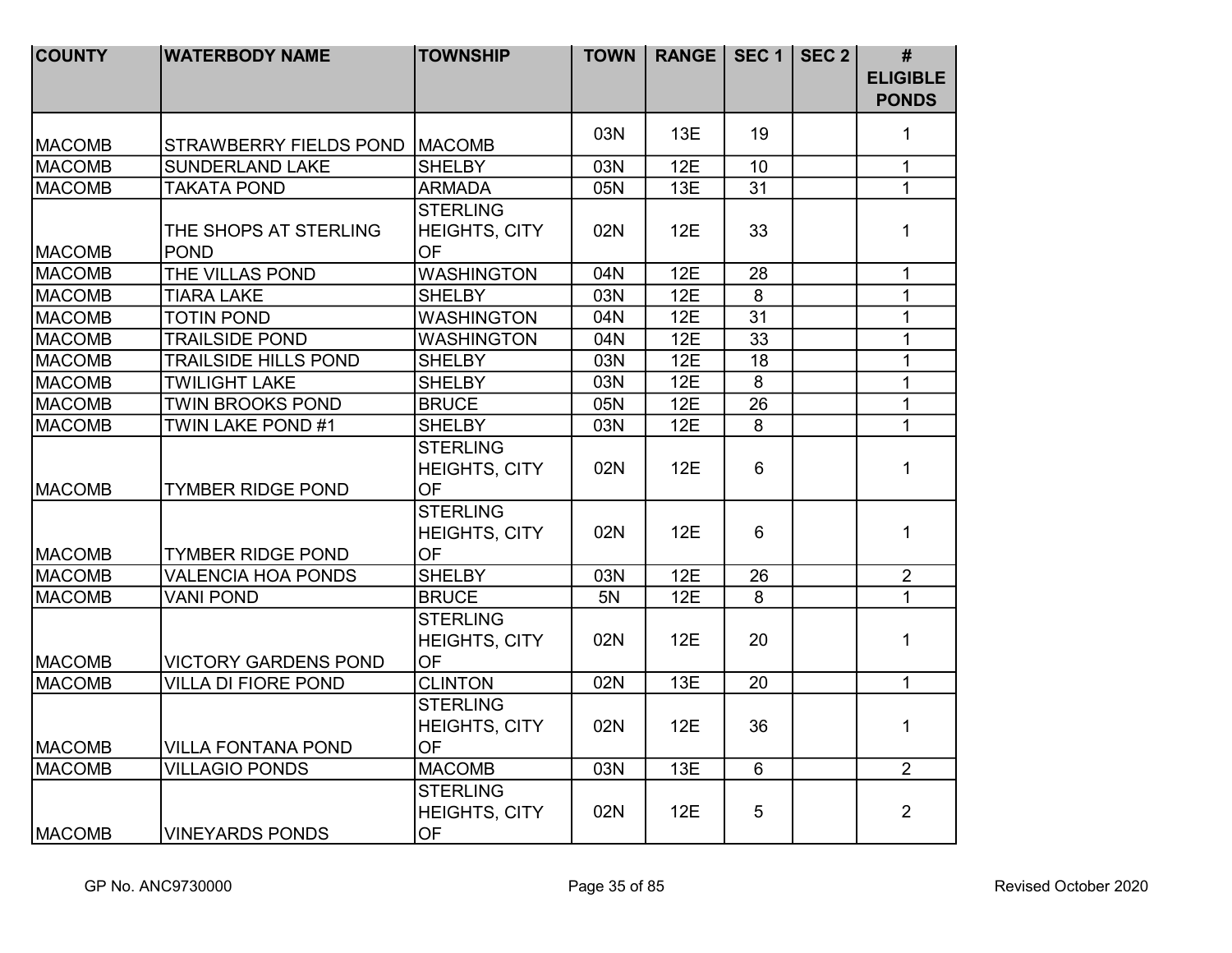| COUNTY | WATERBODY NAME | TOWNSHIP | TOWN | RANGE | SEC 1 | SEC 2 | # ELIGIBLE PONDS |
|---|---|---|---|---|---|---|---|
| MACOMB | STRAWBERRY FIELDS POND | MACOMB | 03N | 13E | 19 | | 1 |
| MACOMB | SUNDERLAND LAKE | SHELBY | 03N | 12E | 10 | | 1 |
| MACOMB | TAKATA POND | ARMADA | 05N | 13E | 31 | | 1 |
| MACOMB | THE SHOPS AT STERLING POND | STERLING HEIGHTS, CITY OF | 02N | 12E | 33 | | 1 |
| MACOMB | THE VILLAS POND | WASHINGTON | 04N | 12E | 28 | | 1 |
| MACOMB | TIARA LAKE | SHELBY | 03N | 12E | 8 | | 1 |
| MACOMB | TOTIN POND | WASHINGTON | 04N | 12E | 31 | | 1 |
| MACOMB | TRAILSIDE POND | WASHINGTON | 04N | 12E | 33 | | 1 |
| MACOMB | TRAILSIDE HILLS POND | SHELBY | 03N | 12E | 18 | | 1 |
| MACOMB | TWILIGHT LAKE | SHELBY | 03N | 12E | 8 | | 1 |
| MACOMB | TWIN BROOKS POND | BRUCE | 05N | 12E | 26 | | 1 |
| MACOMB | TWIN LAKE POND #1 | SHELBY | 03N | 12E | 8 | | 1 |
| MACOMB | TYMBER RIDGE POND | STERLING HEIGHTS, CITY OF | 02N | 12E | 6 | | 1 |
| MACOMB | TYMBER RIDGE POND | STERLING HEIGHTS, CITY OF | 02N | 12E | 6 | | 1 |
| MACOMB | VALENCIA HOA PONDS | SHELBY | 03N | 12E | 26 | | 2 |
| MACOMB | VANI POND | BRUCE | 5N | 12E | 8 | | 1 |
| MACOMB | VICTORY GARDENS POND | STERLING HEIGHTS, CITY OF | 02N | 12E | 20 | | 1 |
| MACOMB | VILLA DI FIORE POND | CLINTON | 02N | 13E | 20 | | 1 |
| MACOMB | VILLA FONTANA POND | STERLING HEIGHTS, CITY OF | 02N | 12E | 36 | | 1 |
| MACOMB | VILLAGIO PONDS | MACOMB | 03N | 13E | 6 | | 2 |
| MACOMB | VINEYARDS PONDS | STERLING HEIGHTS, CITY OF | 02N | 12E | 5 | | 2 |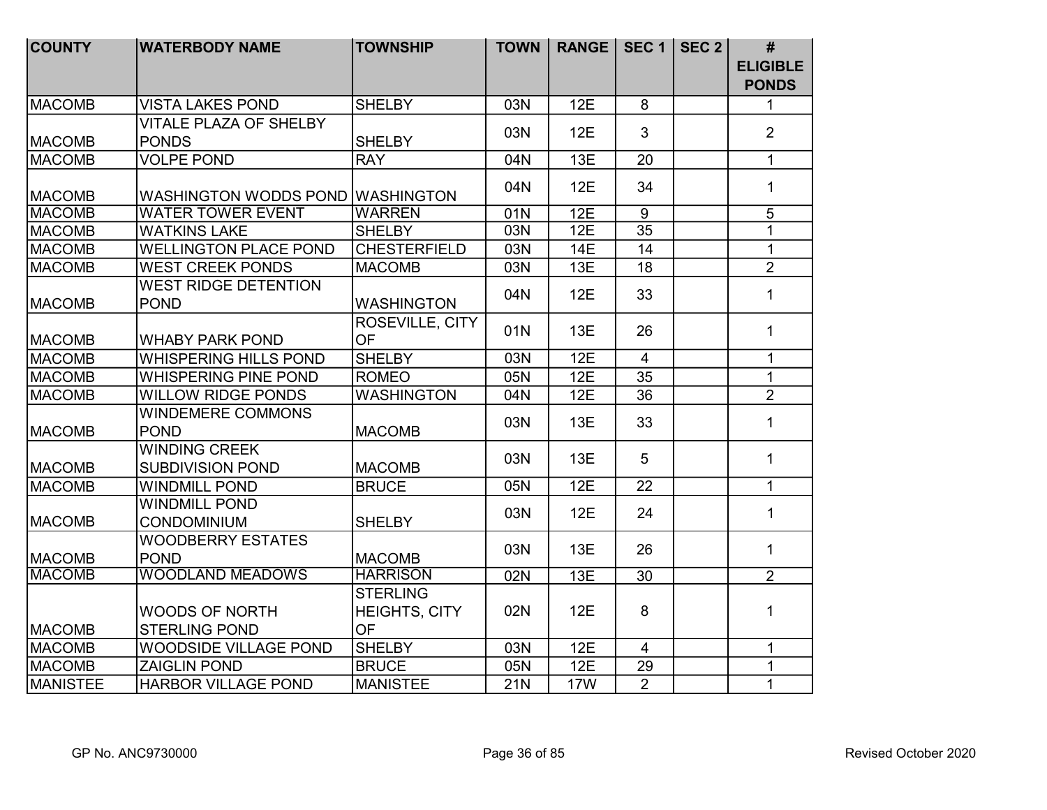| COUNTY | WATERBODY NAME | TOWNSHIP | TOWN | RANGE | SEC 1 | SEC 2 | # ELIGIBLE PONDS |
|---|---|---|---|---|---|---|---|
| MACOMB | VISTA LAKES POND | SHELBY | 03N | 12E | 8 | | 1 |
| MACOMB | VITALE PLAZA OF SHELBY PONDS | SHELBY | 03N | 12E | 3 | | 2 |
| MACOMB | VOLPE POND | RAY | 04N | 13E | 20 | | 1 |
| MACOMB | WASHINGTON WODDS POND | WASHINGTON | 04N | 12E | 34 | | 1 |
| MACOMB | WATER TOWER EVENT | WARREN | 01N | 12E | 9 | | 5 |
| MACOMB | WATKINS LAKE | SHELBY | 03N | 12E | 35 | | 1 |
| MACOMB | WELLINGTON PLACE POND | CHESTERFIELD | 03N | 14E | 14 | | 1 |
| MACOMB | WEST CREEK PONDS | MACOMB | 03N | 13E | 18 | | 2 |
| MACOMB | WEST RIDGE DETENTION POND | WASHINGTON | 04N | 12E | 33 | | 1 |
| MACOMB | WHABY PARK POND | ROSEVILLE, CITY OF | 01N | 13E | 26 | | 1 |
| MACOMB | WHISPERING HILLS POND | SHELBY | 03N | 12E | 4 | | 1 |
| MACOMB | WHISPERING PINE POND | ROMEO | 05N | 12E | 35 | | 1 |
| MACOMB | WILLOW RIDGE PONDS | WASHINGTON | 04N | 12E | 36 | | 2 |
| MACOMB | WINDEMERE COMMONS POND | MACOMB | 03N | 13E | 33 | | 1 |
| MACOMB | WINDING CREEK SUBDIVISION POND | MACOMB | 03N | 13E | 5 | | 1 |
| MACOMB | WINDMILL POND | BRUCE | 05N | 12E | 22 | | 1 |
| MACOMB | WINDMILL POND CONDOMINIUM | SHELBY | 03N | 12E | 24 | | 1 |
| MACOMB | WOODBERRY ESTATES POND | MACOMB | 03N | 13E | 26 | | 1 |
| MACOMB | WOODLAND MEADOWS | HARRISON | 02N | 13E | 30 | | 2 |
| MACOMB | WOODS OF NORTH STERLING POND | STERLING HEIGHTS, CITY OF | 02N | 12E | 8 | | 1 |
| MACOMB | WOODSIDE VILLAGE POND | SHELBY | 03N | 12E | 4 | | 1 |
| MACOMB | ZAIGLIN POND | BRUCE | 05N | 12E | 29 | | 1 |
| MANISTEE | HARBOR VILLAGE POND | MANISTEE | 21N | 17W | 2 | | 1 |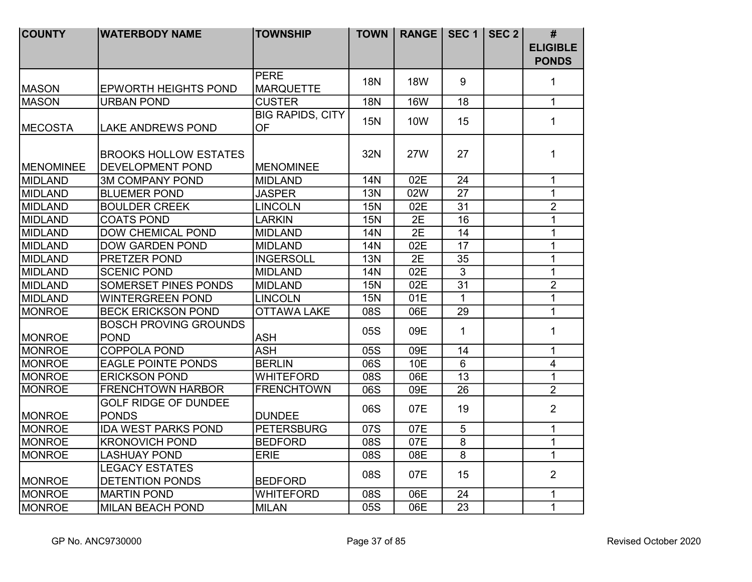| COUNTY | WATERBODY NAME | TOWNSHIP | TOWN | RANGE | SEC 1 | SEC 2 | # ELIGIBLE PONDS |
|---|---|---|---|---|---|---|---|
| MASON | EPWORTH HEIGHTS POND | PERE MARQUETTE | 18N | 18W | 9 | | 1 |
| MASON | URBAN POND | CUSTER | 18N | 16W | 18 | | 1 |
| MECOSTA | LAKE ANDREWS POND | BIG RAPIDS, CITY OF | 15N | 10W | 15 | | 1 |
| MENOMINEE | BROOKS HOLLOW ESTATES DEVELOPMENT POND | MENOMINEE | 32N | 27W | 27 | | 1 |
| MIDLAND | 3M COMPANY POND | MIDLAND | 14N | 02E | 24 | | 1 |
| MIDLAND | BLUEMER POND | JASPER | 13N | 02W | 27 | | 1 |
| MIDLAND | BOULDER CREEK | LINCOLN | 15N | 02E | 31 | | 2 |
| MIDLAND | COATS POND | LARKIN | 15N | 2E | 16 | | 1 |
| MIDLAND | DOW CHEMICAL POND | MIDLAND | 14N | 2E | 14 | | 1 |
| MIDLAND | DOW GARDEN POND | MIDLAND | 14N | 02E | 17 | | 1 |
| MIDLAND | PRETZER POND | INGERSOLL | 13N | 2E | 35 | | 1 |
| MIDLAND | SCENIC POND | MIDLAND | 14N | 02E | 3 | | 1 |
| MIDLAND | SOMERSET PINES PONDS | MIDLAND | 15N | 02E | 31 | | 2 |
| MIDLAND | WINTERGREEN POND | LINCOLN | 15N | 01E | 1 | | 1 |
| MONROE | BECK ERICKSON POND | OTTAWA LAKE | 08S | 06E | 29 | | 1 |
| MONROE | BOSCH PROVING GROUNDS POND | ASH | 05S | 09E | 1 | | 1 |
| MONROE | COPPOLA POND | ASH | 05S | 09E | 14 | | 1 |
| MONROE | EAGLE POINTE PONDS | BERLIN | 06S | 10E | 6 | | 4 |
| MONROE | ERICKSON POND | WHITEFORD | 08S | 06E | 13 | | 1 |
| MONROE | FRENCHTOWN HARBOR | FRENCHTOWN | 06S | 09E | 26 | | 2 |
| MONROE | GOLF RIDGE OF DUNDEE PONDS | DUNDEE | 06S | 07E | 19 | | 2 |
| MONROE | IDA WEST PARKS POND | PETERSBURG | 07S | 07E | 5 | | 1 |
| MONROE | KRONOVICH POND | BEDFORD | 08S | 07E | 8 | | 1 |
| MONROE | LASHUAY POND | ERIE | 08S | 08E | 8 | | 1 |
| MONROE | LEGACY ESTATES DETENTION PONDS | BEDFORD | 08S | 07E | 15 | | 2 |
| MONROE | MARTIN POND | WHITEFORD | 08S | 06E | 24 | | 1 |
| MONROE | MILAN BEACH POND | MILAN | 05S | 06E | 23 | | 1 |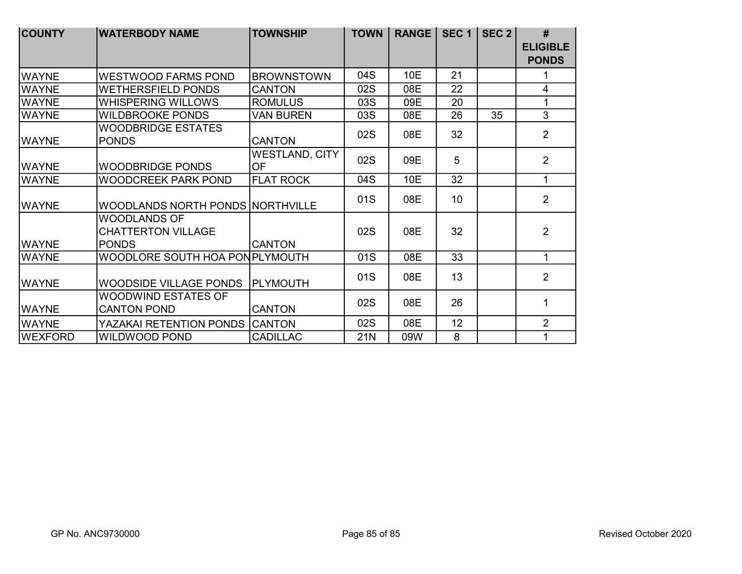| COUNTY | WATERBODY NAME | TOWNSHIP | TOWN | RANGE | SEC 1 | SEC 2 | # ELIGIBLE PONDS |
|---|---|---|---|---|---|---|---|
| WAYNE | WESTWOOD FARMS POND | BROWNSTOWN | 04S | 10E | 21 | | 1 |
| WAYNE | WETHERSFIELD PONDS | CANTON | 02S | 08E | 22 | | 4 |
| WAYNE | WHISPERING WILLOWS | ROMULUS | 03S | 09E | 20 | | 1 |
| WAYNE | WILDBROOKE PONDS | VAN BUREN | 03S | 08E | 26 | 35 | 3 |
| WAYNE | WOODBRIDGE ESTATES PONDS | CANTON | 02S | 08E | 32 | | 2 |
| WAYNE | WOODBRIDGE PONDS | WESTLAND, CITY OF | 02S | 09E | 5 | | 2 |
| WAYNE | WOODCREEK PARK POND | FLAT ROCK | 04S | 10E | 32 | | 1 |
| WAYNE | WOODLANDS NORTH PONDS | NORTHVILLE | 01S | 08E | 10 | | 2 |
| WAYNE | WOODLANDS OF CHATTERTON VILLAGE PONDS | CANTON | 02S | 08E | 32 | | 2 |
| WAYNE | WOODLORE SOUTH HOA PON | PLYMOUTH | 01S | 08E | 33 | | 1 |
| WAYNE | WOODSIDE VILLAGE PONDS | PLYMOUTH | 01S | 08E | 13 | | 2 |
| WAYNE | WOODWIND ESTATES OF CANTON POND | CANTON | 02S | 08E | 26 | | 1 |
| WAYNE | YAZAKAI RETENTION PONDS | CANTON | 02S | 08E | 12 | | 2 |
| WEXFORD | WILDWOOD POND | CADILLAC | 21N | 09W | 8 | | 1 |